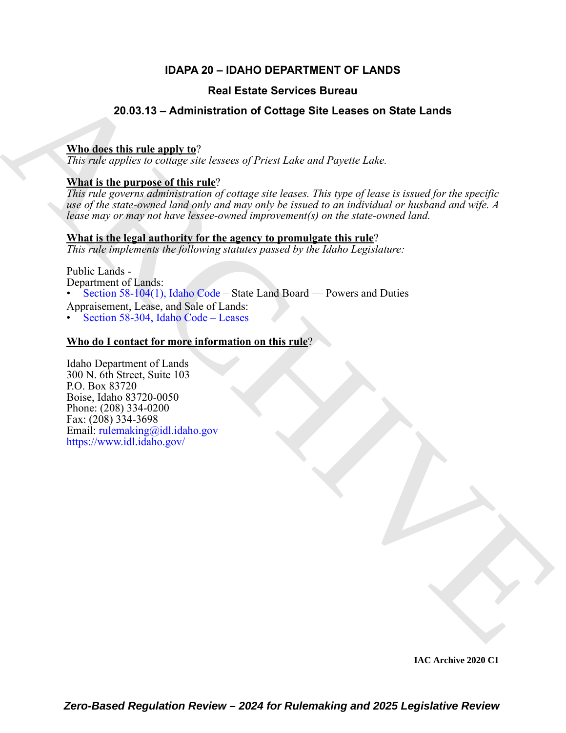# IDAPA 20 – IDAHO DEPARTMENT OF LANDS

## Real Estate Services Bureau

## 20.03.13 – Administration of Cottage Site Leases on State Lands

**Who does this rule apply to**?

*This rule applies to cottage site lessees of Priest Lake and Payette Lake.*

**What is the purpose of this rule**?

*This rule governs administration of cottage site leases. This type of lease is issued for the specific use of the state-owned land only and may only be issued to an individual or husband and wife. A lease may or may not have lessee-owned improvement(s) on the state-owned land.*

**What is the legal authority for the agency to promulgate this rule**?

*This rule implements the following statutes passed by the Idaho Legislature:*

Public Lands -

Department of Lands:

- Section 58-104(1), Idaho Code – State Land Board — Powers and Duties

Appraisement, Lease, and Sale of Lands:

- Section 58-304, Idaho Code – Leases

**Who do I contact for more information on this rule**?

Idaho Department of Lands
300 N. 6th Street, Suite 103
P.O. Box 83720
Boise, Idaho 83720-0050
Phone: (208) 334-0200
Fax: (208) 334-3698
Email: rulemaking@idl.idaho.gov
https://www.idl.idaho.gov/

**IAC Archive 2020 C1**

***Zero-Based Regulation Review – 2024 for Rulemaking and 2025 Legislative Review***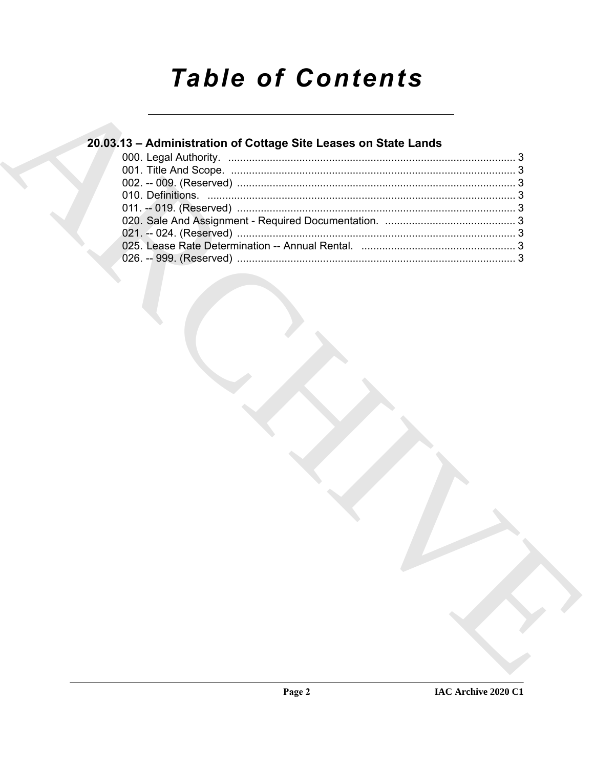# Table of Contents

## 20.03.13 – Administration of Cottage Site Leases on State Lands

000. Legal Authority. ........................................................................................... 3
001. Title And Scope. ........................................................................................... 3
002. -- 009. (Reserved) ........................................................................................ 3
010. Definitions. .................................................................................................. 3
011. -- 019. (Reserved) ........................................................................................ 3
020. Sale And Assignment - Required Documentation. ........................................... 3
021. -- 024. (Reserved) ........................................................................................ 3
025. Lease Rate Determination -- Annual Rental. .................................................... 3
026. -- 999. (Reserved) ........................................................................................ 3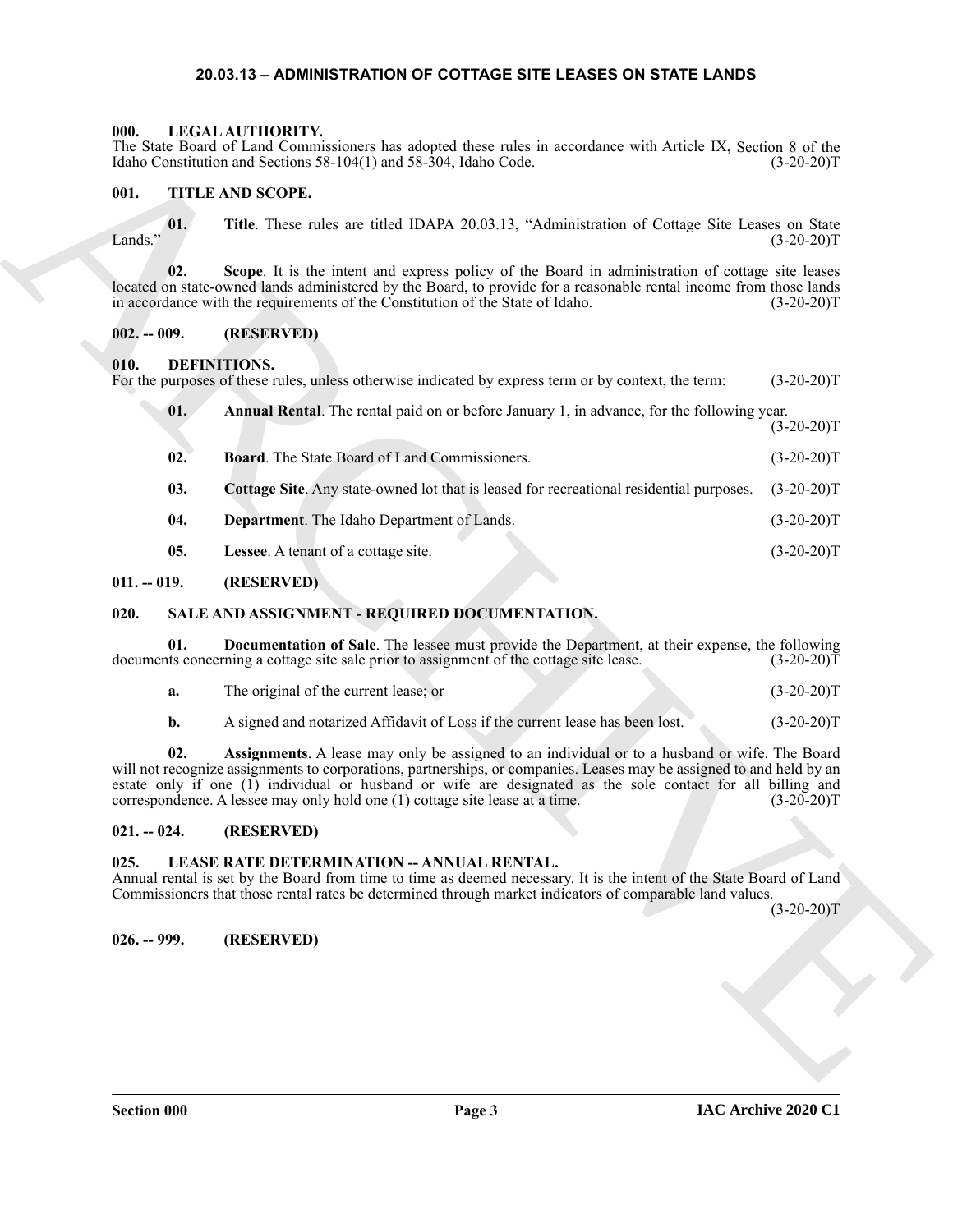## 20.03.13 – ADMINISTRATION OF COTTAGE SITE LEASES ON STATE LANDS

### 000. LEGAL AUTHORITY.

The State Board of Land Commissioners has adopted these rules in accordance with Article IX, Section 8 of the Idaho Constitution and Sections 58-104(1) and 58-304, Idaho Code. (3-20-20)T

### 001. TITLE AND SCOPE.

**01. Title**. These rules are titled IDAPA 20.03.13, "Administration of Cottage Site Leases on State Lands." (3-20-20)T

**02. Scope**. It is the intent and express policy of the Board in administration of cottage site leases located on state-owned lands administered by the Board, to provide for a reasonable rental income from those lands in accordance with the requirements of the Constitution of the State of Idaho. (3-20-20)T

### 002. -- 009. (RESERVED)

### 010. DEFINITIONS.

For the purposes of these rules, unless otherwise indicated by express term or by context, the term: (3-20-20)T

**01. Annual Rental**. The rental paid on or before January 1, in advance, for the following year. (3-20-20)T

**02. Board**. The State Board of Land Commissioners. (3-20-20)T

**03. Cottage Site**. Any state-owned lot that is leased for recreational residential purposes. (3-20-20)T

**04. Department**. The Idaho Department of Lands. (3-20-20)T

**05. Lessee**. A tenant of a cottage site. (3-20-20)T

### 011. -- 019. (RESERVED)

### 020. SALE AND ASSIGNMENT - REQUIRED DOCUMENTATION.

**01. Documentation of Sale**. The lessee must provide the Department, at their expense, the following documents concerning a cottage site sale prior to assignment of the cottage site lease. (3-20-20)T

**a.** The original of the current lease; or (3-20-20)T

**b.** A signed and notarized Affidavit of Loss if the current lease has been lost. (3-20-20)T

**02. Assignments**. A lease may only be assigned to an individual or to a husband or wife. The Board will not recognize assignments to corporations, partnerships, or companies. Leases may be assigned to and held by an estate only if one (1) individual or husband or wife are designated as the sole contact for all billing and correspondence. A lessee may only hold one (1) cottage site lease at a time. (3-20-20)T

### 021. -- 024. (RESERVED)

### 025. LEASE RATE DETERMINATION -- ANNUAL RENTAL.

Annual rental is set by the Board from time to time as deemed necessary. It is the intent of the State Board of Land Commissioners that those rental rates be determined through market indicators of comparable land values. (3-20-20)T

### 026. -- 999. (RESERVED)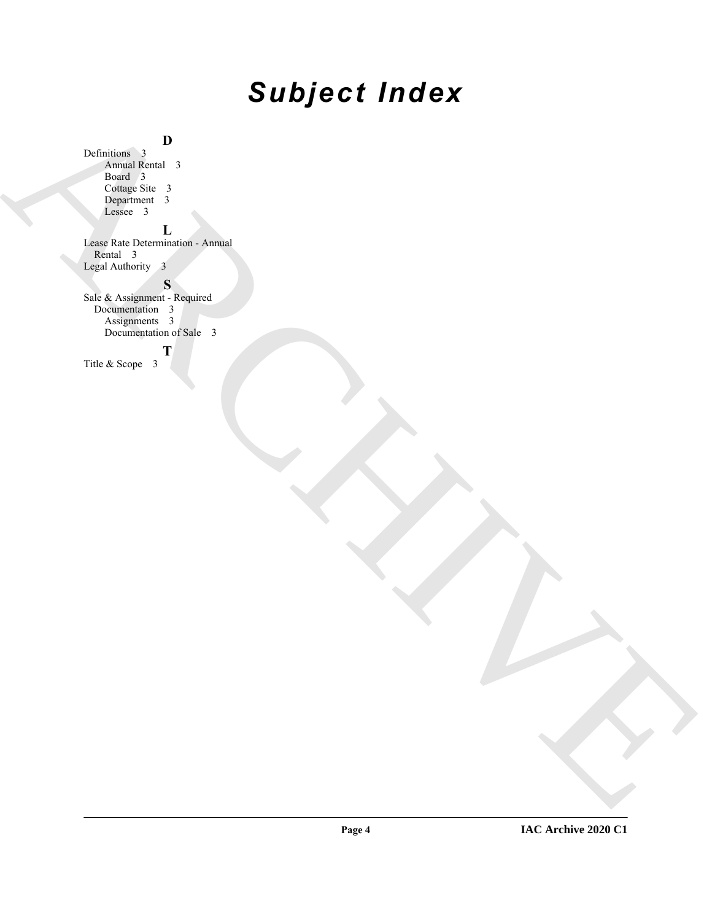# *Subject Index*

**D**

Definitions 3
- Annual Rental 3
- Board 3
- Cottage Site 3
- Department 3
- Lessee 3

**L**

Lease Rate Determination - Annual Rental 3

Legal Authority 3

**S**

Sale & Assignment - Required Documentation 3
- Assignments 3
- Documentation of Sale 3

**T**

Title & Scope 3